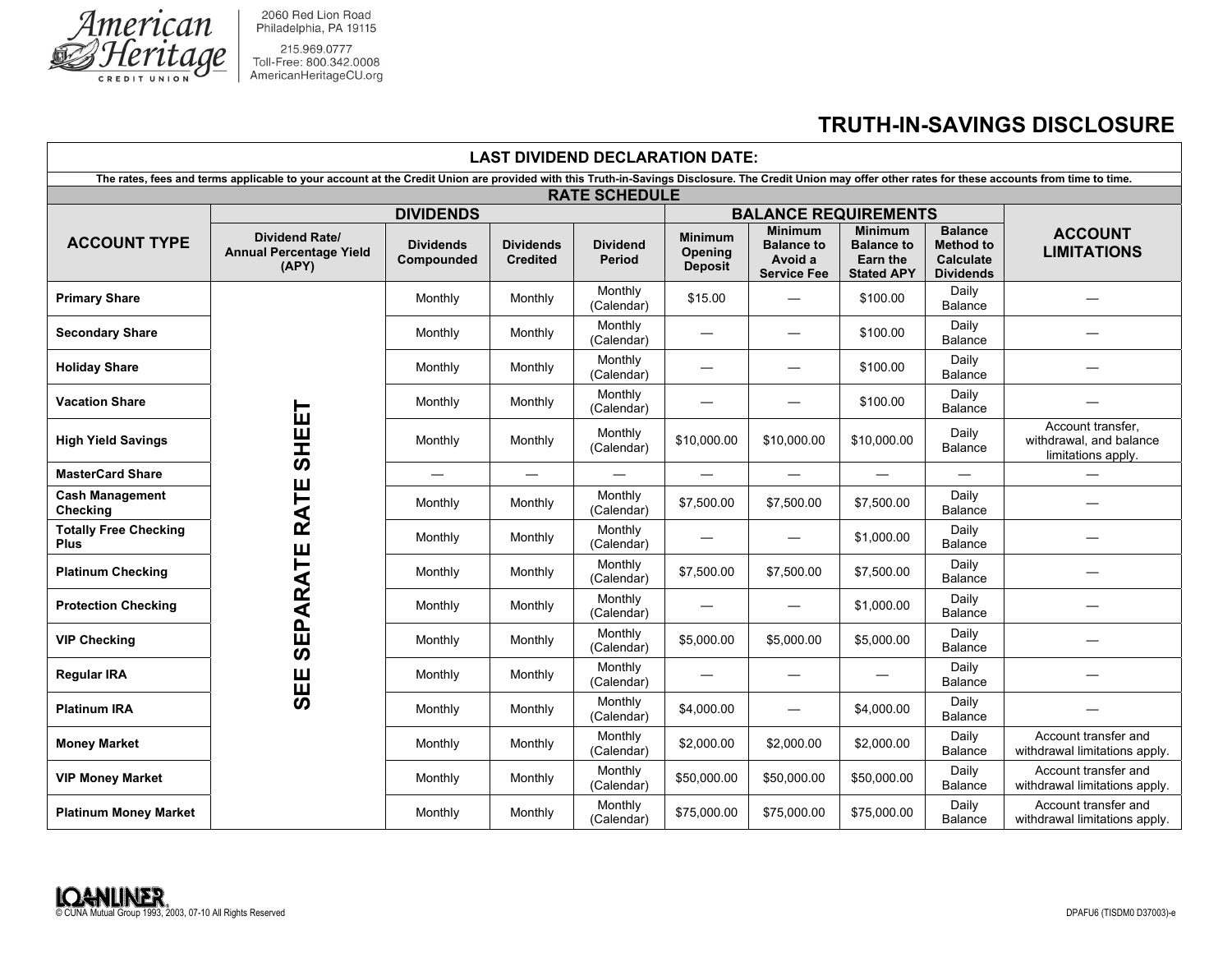American Heritage CREDIT UNION

2060 Red Lion Road
Philadelphia, PA 19115

215.969.0777
Toll-Free: 800.342.0008
AmericanHeritageCU.org

# TRUTH-IN-SAVINGS DISCLOSURE

**LAST DIVIDEND DECLARATION DATE:**

**The rates, fees and terms applicable to your account at the Credit Union are provided with this Truth-in-Savings Disclosure. The Credit Union may offer other rates for these accounts from time to time.**

## RATE SCHEDULE

| ACCOUNT TYPE | DIVIDENDS | | | | BALANCE REQUIREMENTS | | | | ACCOUNT LIMITATIONS |
|---|---|---|---|---|---|---|---|---|---|
| | Dividend Rate/ Annual Percentage Yield (APY) | Dividends Compounded | Dividends Credited | Dividend Period | Minimum Opening Deposit | Minimum Balance to Avoid a Service Fee | Minimum Balance to Earn the Stated APY | Balance Method to Calculate Dividends | |
| Primary Share | SEE SEPARATE RATE SHEET | Monthly | Monthly | Monthly (Calendar) | $15.00 | — | $100.00 | Daily Balance | — |
| Secondary Share | SEE SEPARATE RATE SHEET | Monthly | Monthly | Monthly (Calendar) | — | — | $100.00 | Daily Balance | — |
| Holiday Share | SEE SEPARATE RATE SHEET | Monthly | Monthly | Monthly (Calendar) | — | — | $100.00 | Daily Balance | — |
| Vacation Share | SEE SEPARATE RATE SHEET | Monthly | Monthly | Monthly (Calendar) | — | — | $100.00 | Daily Balance | — |
| High Yield Savings | SEE SEPARATE RATE SHEET | Monthly | Monthly | Monthly (Calendar) | $10,000.00 | $10,000.00 | $10,000.00 | Daily Balance | Account transfer, withdrawal, and balance limitations apply. |
| MasterCard Share | SEE SEPARATE RATE SHEET | — | — | — | — | — | — | — | — |
| Cash Management Checking | SEE SEPARATE RATE SHEET | Monthly | Monthly | Monthly (Calendar) | $7,500.00 | $7,500.00 | $7,500.00 | Daily Balance | — |
| Totally Free Checking Plus | SEE SEPARATE RATE SHEET | Monthly | Monthly | Monthly (Calendar) | — | — | $1,000.00 | Daily Balance | — |
| Platinum Checking | SEE SEPARATE RATE SHEET | Monthly | Monthly | Monthly (Calendar) | $7,500.00 | $7,500.00 | $7,500.00 | Daily Balance | — |
| Protection Checking | SEE SEPARATE RATE SHEET | Monthly | Monthly | Monthly (Calendar) | — | — | $1,000.00 | Daily Balance | — |
| VIP Checking | SEE SEPARATE RATE SHEET | Monthly | Monthly | Monthly (Calendar) | $5,000.00 | $5,000.00 | $5,000.00 | Daily Balance | — |
| Regular IRA | SEE SEPARATE RATE SHEET | Monthly | Monthly | Monthly (Calendar) | — | — | — | Daily Balance | — |
| Platinum IRA | SEE SEPARATE RATE SHEET | Monthly | Monthly | Monthly (Calendar) | $4,000.00 | — | $4,000.00 | Daily Balance | — |
| Money Market | SEE SEPARATE RATE SHEET | Monthly | Monthly | Monthly (Calendar) | $2,000.00 | $2,000.00 | $2,000.00 | Daily Balance | Account transfer and withdrawal limitations apply. |
| VIP Money Market | SEE SEPARATE RATE SHEET | Monthly | Monthly | Monthly (Calendar) | $50,000.00 | $50,000.00 | $50,000.00 | Daily Balance | Account transfer and withdrawal limitations apply. |
| Platinum Money Market | SEE SEPARATE RATE SHEET | Monthly | Monthly | Monthly (Calendar) | $75,000.00 | $75,000.00 | $75,000.00 | Daily Balance | Account transfer and withdrawal limitations apply. |

LOANLINER
© CUNA Mutual Group 1993, 2003, 07-10 All Rights Reserved

DPAFU6 (TISDM0 D37003)-e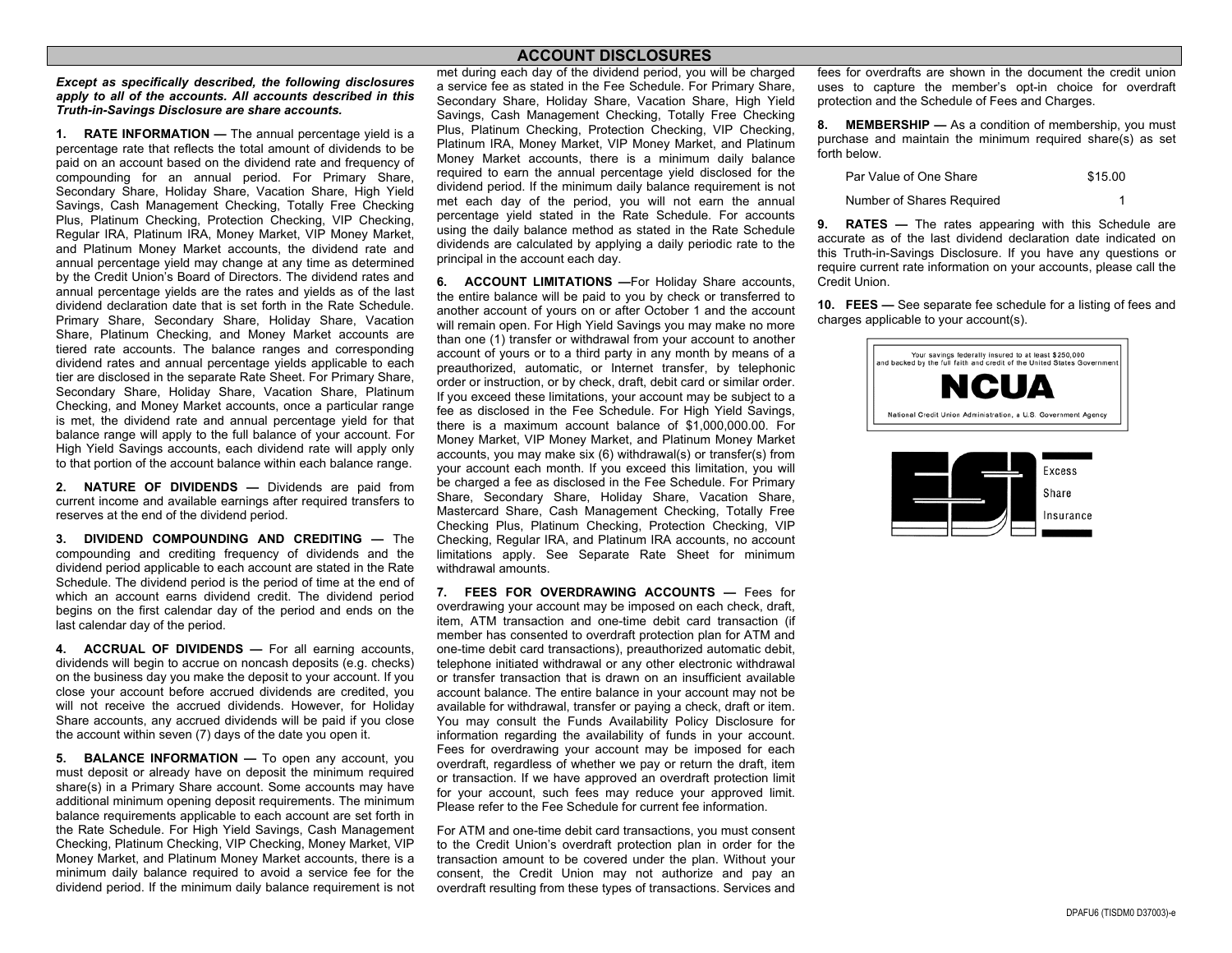# ACCOUNT DISCLOSURES

***Except as specifically described, the following disclosures apply to all of the accounts. All accounts described in this Truth-in-Savings Disclosure are share accounts.***

**1. RATE INFORMATION —** The annual percentage yield is a percentage rate that reflects the total amount of dividends to be paid on an account based on the dividend rate and frequency of compounding for an annual period. For Primary Share, Secondary Share, Holiday Share, Vacation Share, High Yield Savings, Cash Management Checking, Totally Free Checking Plus, Platinum Checking, Protection Checking, VIP Checking, Regular IRA, Platinum IRA, Money Market, VIP Money Market, and Platinum Money Market accounts, the dividend rate and annual percentage yield may change at any time as determined by the Credit Union's Board of Directors. The dividend rates and annual percentage yields are the rates and yields as of the last dividend declaration date that is set forth in the Rate Schedule. Primary Share, Secondary Share, Holiday Share, Vacation Share, Platinum Checking, and Money Market accounts are tiered rate accounts. The balance ranges and corresponding dividend rates and annual percentage yields applicable to each tier are disclosed in the separate Rate Sheet. For Primary Share, Secondary Share, Holiday Share, Vacation Share, Platinum Checking, and Money Market accounts, once a particular range is met, the dividend rate and annual percentage yield for that balance range will apply to the full balance of your account. For High Yield Savings accounts, each dividend rate will apply only to that portion of the account balance within each balance range.

**2. NATURE OF DIVIDENDS —** Dividends are paid from current income and available earnings after required transfers to reserves at the end of the dividend period.

**3. DIVIDEND COMPOUNDING AND CREDITING —** The compounding and crediting frequency of dividends and the dividend period applicable to each account are stated in the Rate Schedule. The dividend period is the period of time at the end of which an account earns dividend credit. The dividend period begins on the first calendar day of the period and ends on the last calendar day of the period.

**4. ACCRUAL OF DIVIDENDS —** For all earning accounts, dividends will begin to accrue on noncash deposits (e.g. checks) on the business day you make the deposit to your account. If you close your account before accrued dividends are credited, you will not receive the accrued dividends. However, for Holiday Share accounts, any accrued dividends will be paid if you close the account within seven (7) days of the date you open it.

**5. BALANCE INFORMATION —** To open any account, you must deposit or already have on deposit the minimum required share(s) in a Primary Share account. Some accounts may have additional minimum opening deposit requirements. The minimum balance requirements applicable to each account are set forth in the Rate Schedule. For High Yield Savings, Cash Management Checking, Platinum Checking, VIP Checking, Money Market, VIP Money Market, and Platinum Money Market accounts, there is a minimum daily balance required to avoid a service fee for the dividend period. If the minimum daily balance requirement is not met during each day of the dividend period, you will be charged a service fee as stated in the Fee Schedule. For Primary Share, Secondary Share, Holiday Share, Vacation Share, High Yield Savings, Cash Management Checking, Totally Free Checking Plus, Platinum Checking, Protection Checking, VIP Checking, Platinum IRA, Money Market, VIP Money Market, and Platinum Money Market accounts, there is a minimum daily balance required to earn the annual percentage yield disclosed for the dividend period. If the minimum daily balance requirement is not met each day of the period, you will not earn the annual percentage yield stated in the Rate Schedule. For accounts using the daily balance method as stated in the Rate Schedule dividends are calculated by applying a daily periodic rate to the principal in the account each day.

**6. ACCOUNT LIMITATIONS —** For Holiday Share accounts, the entire balance will be paid to you by check or transferred to another account of yours on or after October 1 and the account will remain open. For High Yield Savings you may make no more than one (1) transfer or withdrawal from your account to another account of yours or to a third party in any month by means of a preauthorized, automatic, or Internet transfer, by telephonic order or instruction, or by check, draft, debit card or similar order. If you exceed these limitations, your account may be subject to a fee as disclosed in the Fee Schedule. For High Yield Savings, there is a maximum account balance of $1,000,000.00. For Money Market, VIP Money Market, and Platinum Money Market accounts, you may make six (6) withdrawal(s) or transfer(s) from your account each month. If you exceed this limitation, you will be charged a fee as disclosed in the Fee Schedule. For Primary Share, Secondary Share, Holiday Share, Vacation Share, Mastercard Share, Cash Management Checking, Totally Free Checking Plus, Platinum Checking, Protection Checking, VIP Checking, Regular IRA, and Platinum IRA accounts, no account limitations apply. See Separate Rate Sheet for minimum withdrawal amounts.

**7. FEES FOR OVERDRAWING ACCOUNTS —** Fees for overdrawing your account may be imposed on each check, draft, item, ATM transaction and one-time debit card transaction (if member has consented to overdraft protection plan for ATM and one-time debit card transactions), preauthorized automatic debit, telephone initiated withdrawal or any other electronic withdrawal or transfer transaction that is drawn on an insufficient available account balance. The entire balance in your account may not be available for withdrawal, transfer or paying a check, draft or item. You may consult the Funds Availability Policy Disclosure for information regarding the availability of funds in your account. Fees for overdrawing your account may be imposed for each overdraft, regardless of whether we pay or return the draft, item or transaction. If we have approved an overdraft protection limit for your account, such fees may reduce your approved limit. Please refer to the Fee Schedule for current fee information.

For ATM and one-time debit card transactions, you must consent to the Credit Union's overdraft protection plan in order for the transaction amount to be covered under the plan. Without your consent, the Credit Union may not authorize and pay an overdraft resulting from these types of transactions. Services and fees for overdrafts are shown in the document the credit union uses to capture the member's opt-in choice for overdraft protection and the Schedule of Fees and Charges.

**8. MEMBERSHIP —** As a condition of membership, you must purchase and maintain the minimum required share(s) as set forth below.

| | |
|---|---|
| Par Value of One Share | $15.00 |
| Number of Shares Required | 1 |

**9. RATES —** The rates appearing with this Schedule are accurate as of the last dividend declaration date indicated on this Truth-in-Savings Disclosure. If you have any questions or require current rate information on your accounts, please call the Credit Union.

**10. FEES —** See separate fee schedule for a listing of fees and charges applicable to your account(s).

Your savings federally insured to at least $250,000 and backed by the full faith and credit of the United States Government

NCUA

National Credit Union Administration, a U.S. Government Agency

ESI Excess Share Insurance

DPAFU6 (TISDM0 D37003)-e